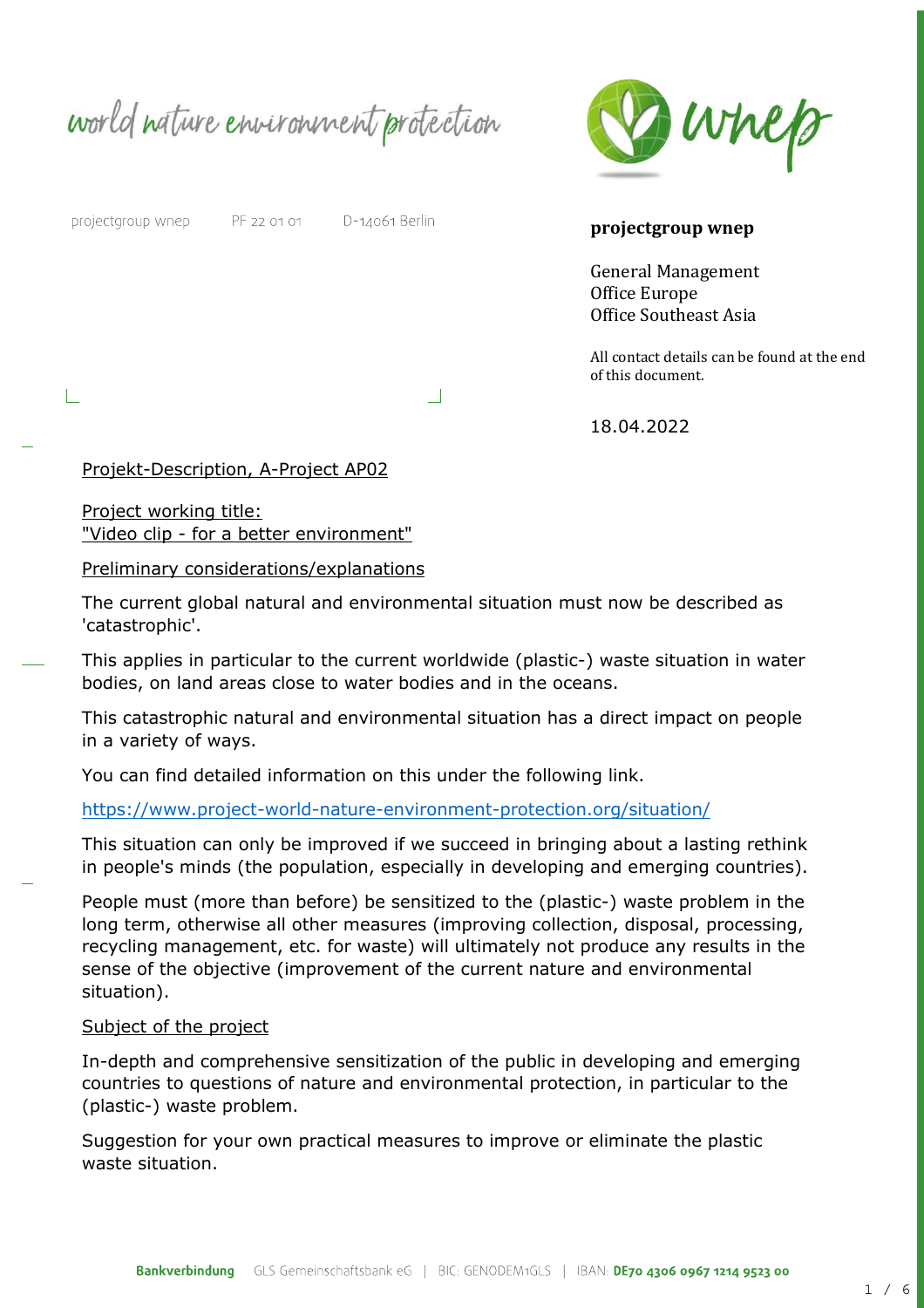world nature environment protection

projectgroup wnep PF 22 01 01 D-14061 Berlin

**projectgroup wnep**

General Management
Office Europe
Office Southeast Asia

All contact details can be found at the end of this document.

18.04.2022

Projekt-Description, A-Project AP02

Project working title:
"Video clip - for a better environment"

Preliminary considerations/explanations

The current global natural and environmental situation must now be described as 'catastrophic'.

This applies in particular to the current worldwide (plastic-) waste situation in water bodies, on land areas close to water bodies and in the oceans.

This catastrophic natural and environmental situation has a direct impact on people in a variety of ways.

You can find detailed information on this under the following link.

https://www.project-world-nature-environment-protection.org/situation/

This situation can only be improved if we succeed in bringing about a lasting rethink in people's minds (the population, especially in developing and emerging countries).

People must (more than before) be sensitized to the (plastic-) waste problem in the long term, otherwise all other measures (improving collection, disposal, processing, recycling management, etc. for waste) will ultimately not produce any results in the sense of the objective (improvement of the current nature and environmental situation).

Subject of the project

In-depth and comprehensive sensitization of the public in developing and emerging countries to questions of nature and environmental protection, in particular to the (plastic-) waste problem.

Suggestion for your own practical measures to improve or eliminate the plastic waste situation.

**Bankverbindung** GLS Gemeinschaftsbank eG | BIC: GENODEM1GLS | IBAN: **DE70 4306 0967 1214 9523 00**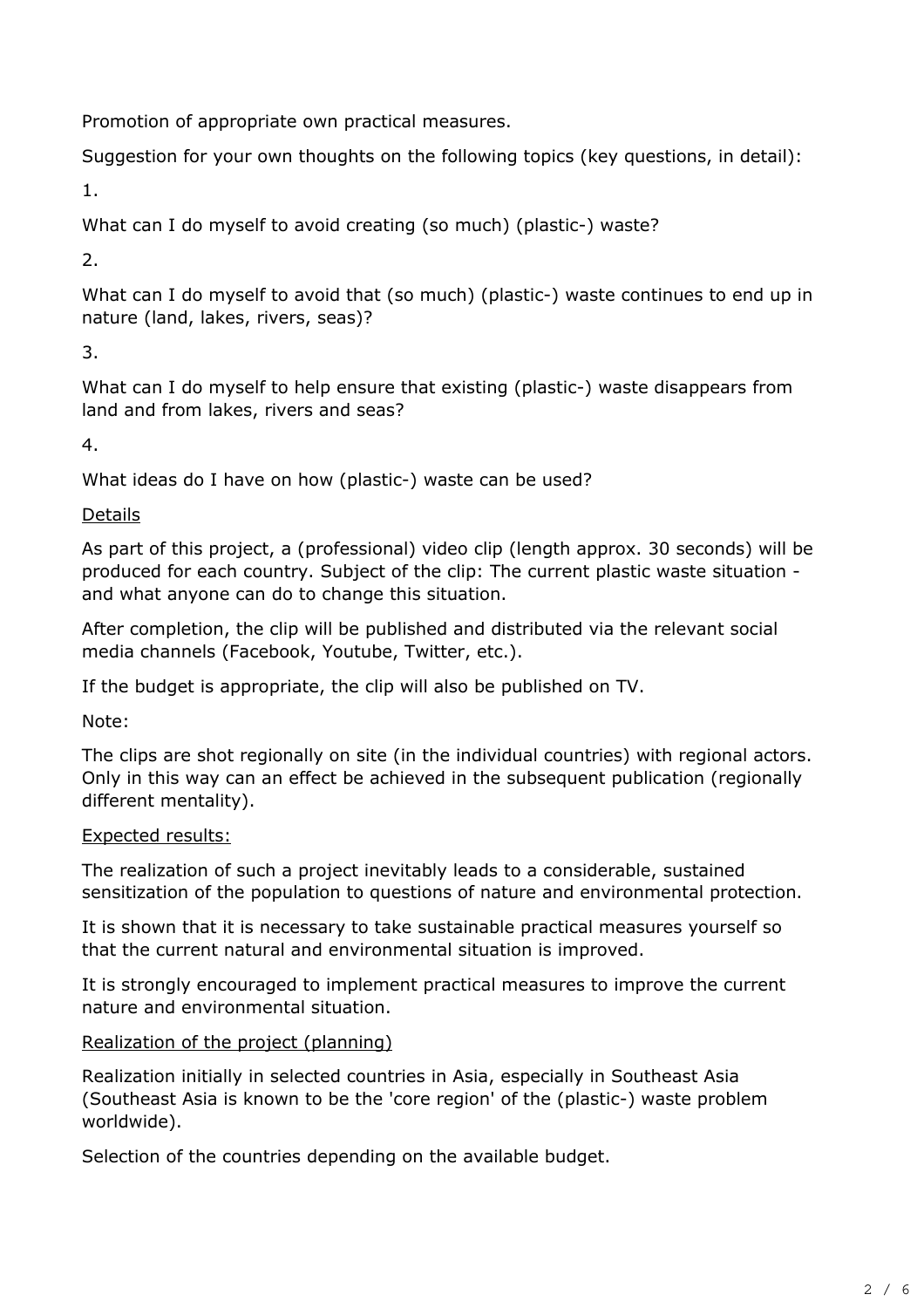Promotion of appropriate own practical measures.

Suggestion for your own thoughts on the following topics (key questions, in detail):

1. What can I do myself to avoid creating (so much) (plastic-) waste?

2. What can I do myself to avoid that (so much) (plastic-) waste continues to end up in nature (land, lakes, rivers, seas)?

3. What can I do myself to help ensure that existing (plastic-) waste disappears from land and from lakes, rivers and seas?

4. What ideas do I have on how (plastic-) waste can be used?

<u>Details</u>

As part of this project, a (professional) video clip (length approx. 30 seconds) will be produced for each country. Subject of the clip: The current plastic waste situation - and what anyone can do to change this situation.

After completion, the clip will be published and distributed via the relevant social media channels (Facebook, Youtube, Twitter, etc.).

If the budget is appropriate, the clip will also be published on TV.

Note:

The clips are shot regionally on site (in the individual countries) with regional actors. Only in this way can an effect be achieved in the subsequent publication (regionally different mentality).

<u>Expected results:</u>

The realization of such a project inevitably leads to a considerable, sustained sensitization of the population to questions of nature and environmental protection.

It is shown that it is necessary to take sustainable practical measures yourself so that the current natural and environmental situation is improved.

It is strongly encouraged to implement practical measures to improve the current nature and environmental situation.

<u>Realization of the project (planning)</u>

Realization initially in selected countries in Asia, especially in Southeast Asia (Southeast Asia is known to be the 'core region' of the (plastic-) waste problem worldwide).

Selection of the countries depending on the available budget.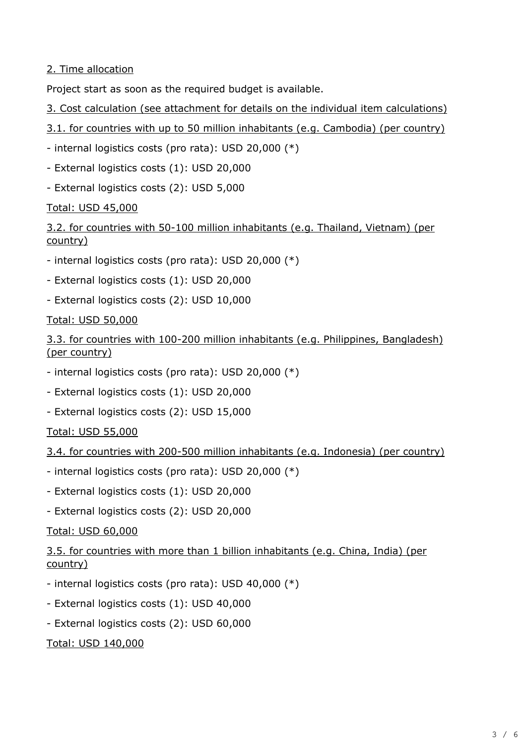2. Time allocation

Project start as soon as the required budget is available.

3. Cost calculation (see attachment for details on the individual item calculations)

3.1. for countries with up to 50 million inhabitants (e.g. Cambodia) (per country)

- internal logistics costs (pro rata): USD 20,000 (*)
- External logistics costs (1): USD 20,000
- External logistics costs (2): USD 5,000

Total: USD 45,000

3.2. for countries with 50-100 million inhabitants (e.g. Thailand, Vietnam) (per country)

- internal logistics costs (pro rata): USD 20,000 (*)
- External logistics costs (1): USD 20,000
- External logistics costs (2): USD 10,000

Total: USD 50,000

3.3. for countries with 100-200 million inhabitants (e.g. Philippines, Bangladesh) (per country)

- internal logistics costs (pro rata): USD 20,000 (*)
- External logistics costs (1): USD 20,000
- External logistics costs (2): USD 15,000

Total: USD 55,000

3.4. for countries with 200-500 million inhabitants (e.g. Indonesia) (per country)

- internal logistics costs (pro rata): USD 20,000 (*)
- External logistics costs (1): USD 20,000
- External logistics costs (2): USD 20,000

Total: USD 60,000

3.5. for countries with more than 1 billion inhabitants (e.g. China, India) (per country)

- internal logistics costs (pro rata): USD 40,000 (*)
- External logistics costs (1): USD 40,000
- External logistics costs (2): USD 60,000

Total: USD 140,000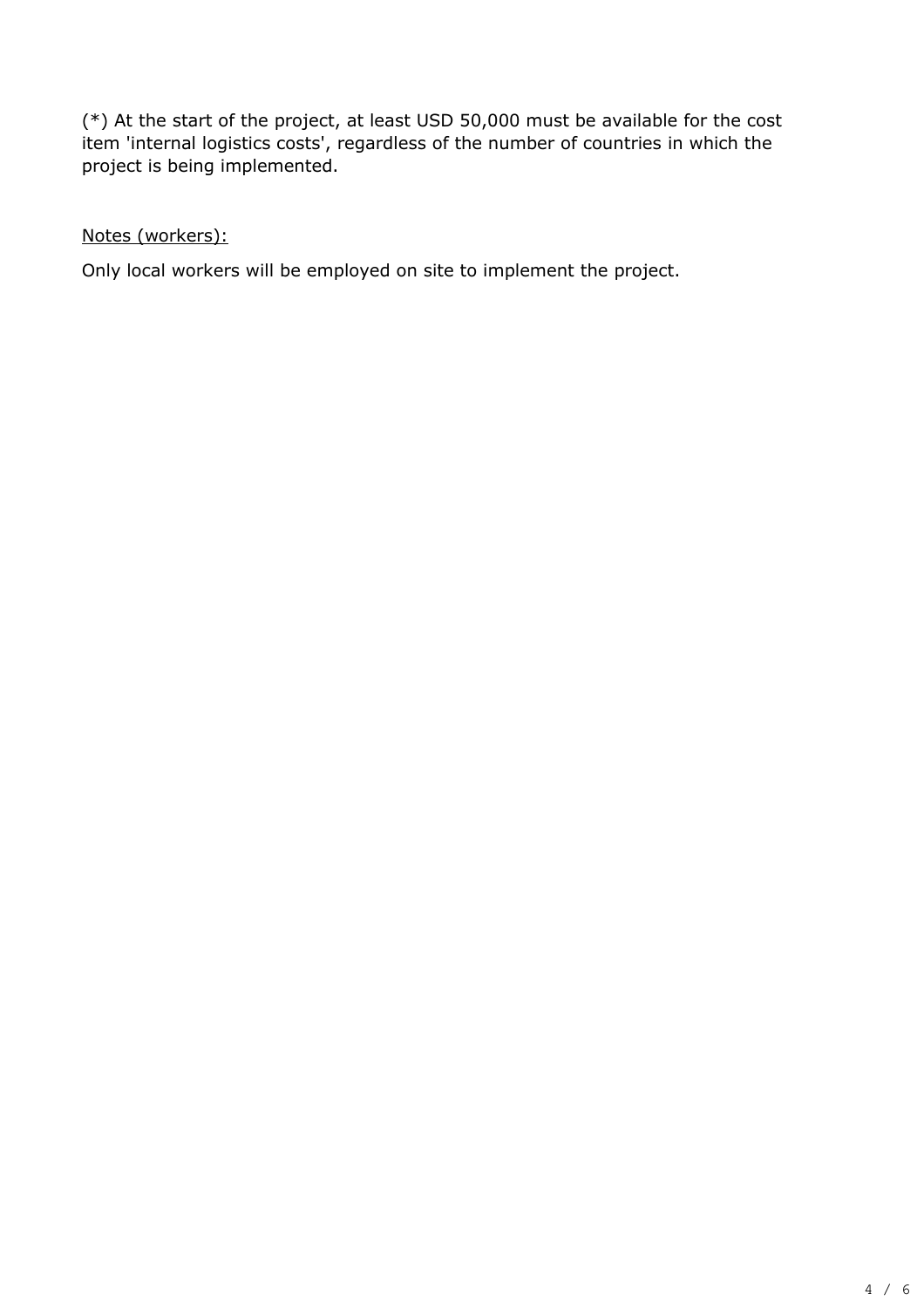(*) At the start of the project, at least USD 50,000 must be available for the cost item 'internal logistics costs', regardless of the number of countries in which the project is being implemented.

<u>Notes (workers):</u>

Only local workers will be employed on site to implement the project.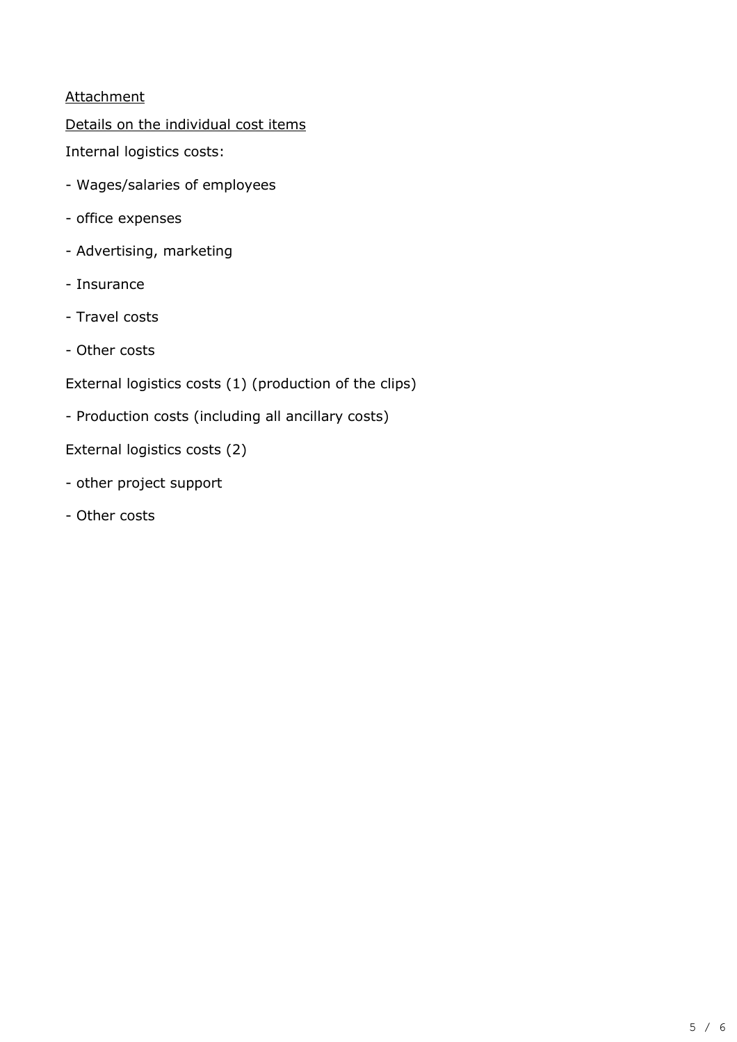<u>Attachment</u>

<u>Details on the individual cost items</u>

Internal logistics costs:

- Wages/salaries of employees
- office expenses
- Advertising, marketing
- Insurance
- Travel costs
- Other costs

External logistics costs (1) (production of the clips)

- Production costs (including all ancillary costs)

External logistics costs (2)

- other project support
- Other costs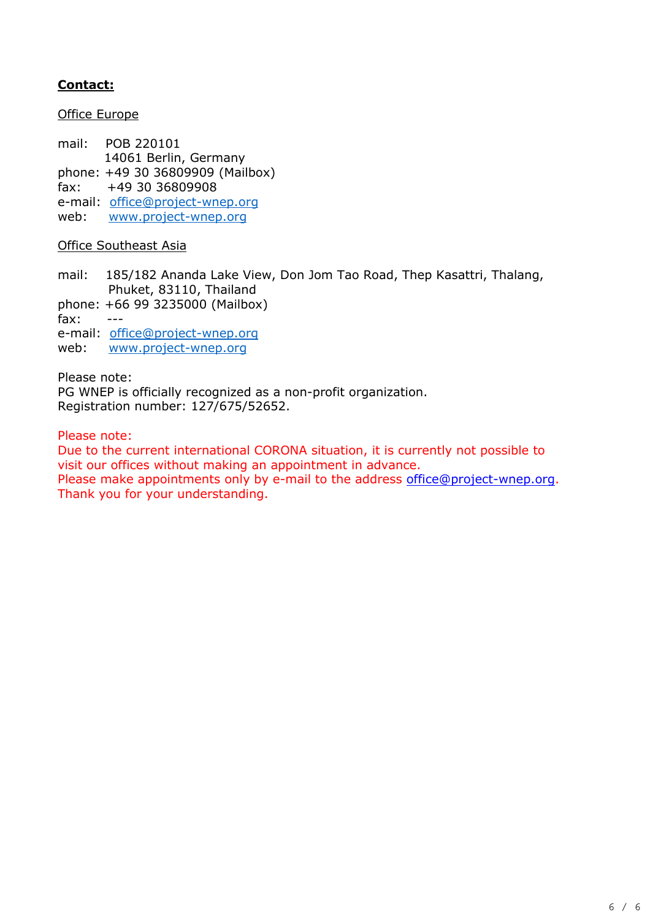**Contact:**

Office Europe

mail: POB 220101
14061 Berlin, Germany
phone: +49 30 36809909 (Mailbox)
fax: +49 30 36809908
e-mail: office@project-wnep.org
web: www.project-wnep.org

Office Southeast Asia

mail: 185/182 Ananda Lake View, Don Jom Tao Road, Thep Kasattri, Thalang, Phuket, 83110, Thailand
phone: +66 99 3235000 (Mailbox)
fax: ---
e-mail: office@project-wnep.org
web: www.project-wnep.org

Please note:
PG WNEP is officially recognized as a non-profit organization.
Registration number: 127/675/52652.

Please note:
Due to the current international CORONA situation, it is currently not possible to visit our offices without making an appointment in advance.
Please make appointments only by e-mail to the address office@project-wnep.org.
Thank you for your understanding.